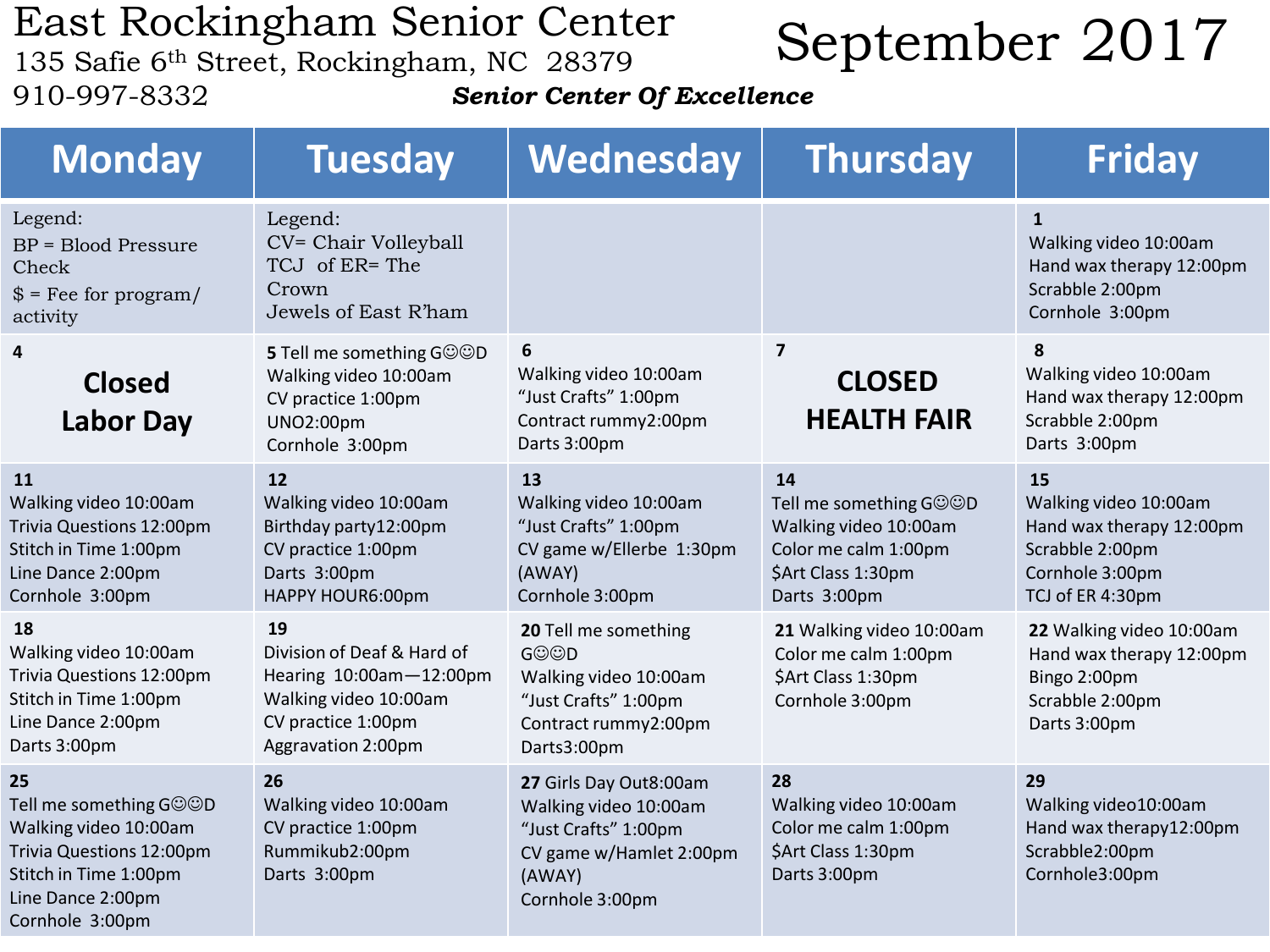# East Rockingham Senior Center

135 Safie 6th Street, Rockingham, NC 28379
910-997-8332

***Senior Center Of Excellence***

# September 2017

| Monday | Tuesday | Wednesday | Thursday | Friday |
| --- | --- | --- | --- | --- |
| Legend:<br>BP = Blood Pressure Check<br>$ = Fee for program/ activity | Legend:<br>CV= Chair Volleyball<br>TCJ of ER= The Crown Jewels of East R'ham | | | **1**<br>Walking video 10:00am<br>Hand wax therapy 12:00pm<br>Scrabble 2:00pm<br>Cornhole 3:00pm |
| **4**<br>**Closed Labor Day** | **5** Tell me something G☺☺D<br>Walking video 10:00am<br>CV practice 1:00pm<br>UNO2:00pm<br>Cornhole 3:00pm | **6**<br>Walking video 10:00am<br>"Just Crafts" 1:00pm<br>Contract rummy2:00pm<br>Darts 3:00pm | **7**<br>**CLOSED HEALTH FAIR** | **8**<br>Walking video 10:00am<br>Hand wax therapy 12:00pm<br>Scrabble 2:00pm<br>Darts 3:00pm |
| **11**<br>Walking video 10:00am<br>Trivia Questions 12:00pm<br>Stitch in Time 1:00pm<br>Line Dance 2:00pm<br>Cornhole 3:00pm | **12**<br>Walking video 10:00am<br>Birthday party12:00pm<br>CV practice 1:00pm<br>Darts 3:00pm<br>HAPPY HOUR6:00pm | **13**<br>Walking video 10:00am<br>"Just Crafts" 1:00pm<br>CV game w/Ellerbe 1:30pm (AWAY)<br>Cornhole 3:00pm | **14**<br>Tell me something G☺☺D<br>Walking video 10:00am<br>Color me calm 1:00pm<br>$Art Class 1:30pm<br>Darts 3:00pm | **15**<br>Walking video 10:00am<br>Hand wax therapy 12:00pm<br>Scrabble 2:00pm<br>Cornhole 3:00pm<br>TCJ of ER 4:30pm |
| **18**<br>Walking video 10:00am<br>Trivia Questions 12:00pm<br>Stitch in Time 1:00pm<br>Line Dance 2:00pm<br>Darts 3:00pm | **19**<br>Division of Deaf & Hard of Hearing 10:00am—12:00pm<br>Walking video 10:00am<br>CV practice 1:00pm<br>Aggravation 2:00pm | **20** Tell me something G☺☺D<br>Walking video 10:00am<br>"Just Crafts" 1:00pm<br>Contract rummy2:00pm<br>Darts3:00pm | **21** Walking video 10:00am<br>Color me calm 1:00pm<br>$Art Class 1:30pm<br>Cornhole 3:00pm | **22** Walking video 10:00am<br>Hand wax therapy 12:00pm<br>Bingo 2:00pm<br>Scrabble 2:00pm<br>Darts 3:00pm |
| **25**<br>Tell me something G☺☺D<br>Walking video 10:00am<br>Trivia Questions 12:00pm<br>Stitch in Time 1:00pm<br>Line Dance 2:00pm<br>Cornhole 3:00pm | **26**<br>Walking video 10:00am<br>CV practice 1:00pm<br>Rummikub2:00pm<br>Darts 3:00pm | **27** Girls Day Out8:00am<br>Walking video 10:00am<br>"Just Crafts" 1:00pm<br>CV game w/Hamlet 2:00pm (AWAY)<br>Cornhole 3:00pm | **28**<br>Walking video 10:00am<br>Color me calm 1:00pm<br>$Art Class 1:30pm<br>Darts 3:00pm | **29**<br>Walking video10:00am<br>Hand wax therapy12:00pm<br>Scrabble2:00pm<br>Cornhole3:00pm |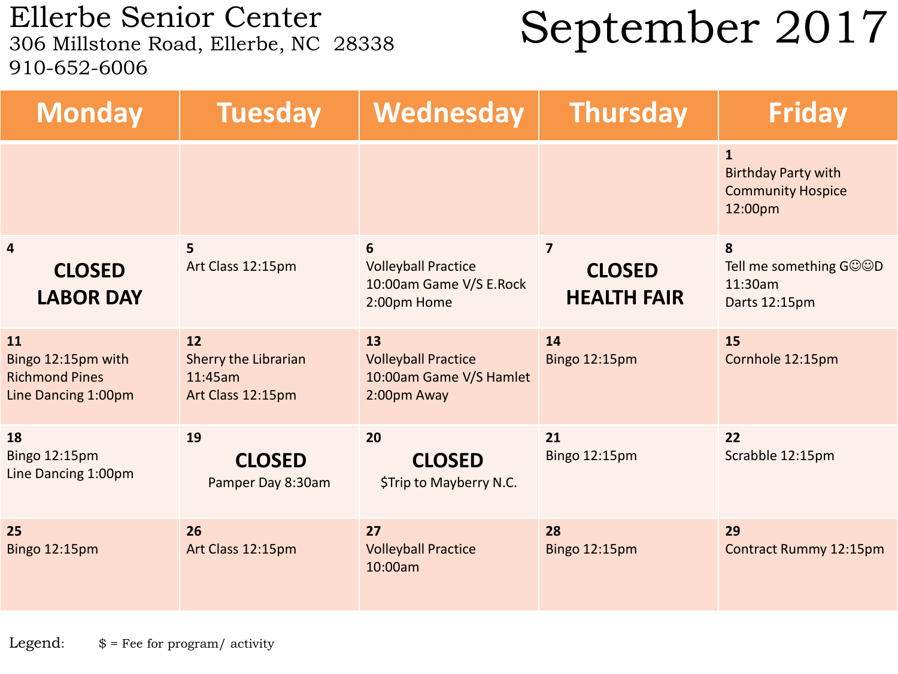# Ellerbe Senior Center

306 Millstone Road, Ellerbe, NC 28338

910-652-6006

# September 2017

| Monday | Tuesday | Wednesday | Thursday | Friday |
|---|---|---|---|---|
| | | | | **1** Birthday Party with Community Hospice 12:00pm |
| **4** **CLOSED LABOR DAY** | **5** Art Class 12:15pm | **6** Volleyball Practice 10:00am Game V/S E.Rock 2:00pm Home | **7** **CLOSED HEALTH FAIR** | **8** Tell me something G☺☺D 11:30am Darts 12:15pm |
| **11** Bingo 12:15pm with Richmond Pines Line Dancing 1:00pm | **12** Sherry the Librarian 11:45am Art Class 12:15pm | **13** Volleyball Practice 10:00am Game V/S Hamlet 2:00pm Away | **14** Bingo 12:15pm | **15** Cornhole 12:15pm |
| **18** Bingo 12:15pm Line Dancing 1:00pm | **19** **CLOSED** Pamper Day 8:30am | **20** **CLOSED** $Trip to Mayberry N.C. | **21** Bingo 12:15pm | **22** Scrabble 12:15pm |
| **25** Bingo 12:15pm | **26** Art Class 12:15pm | **27** Volleyball Practice 10:00am | **28** Bingo 12:15pm | **29** Contract Rummy 12:15pm |

Legend: $ = Fee for program/ activity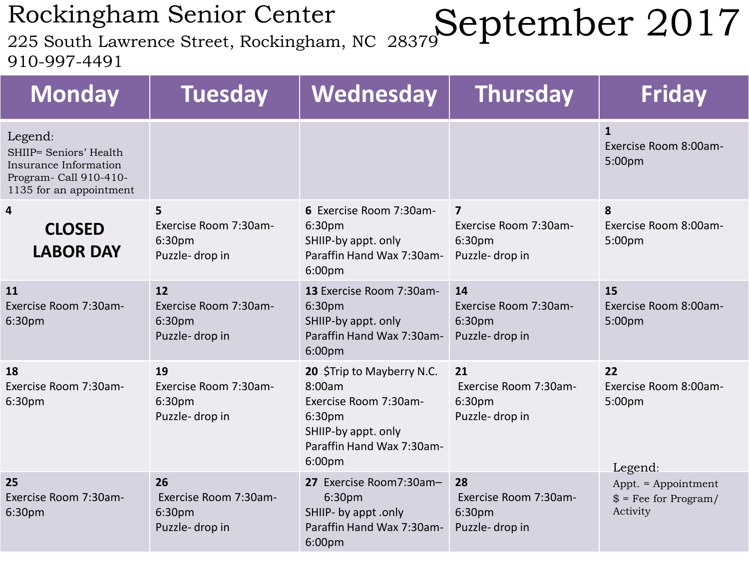# Rockingham Senior Center

225 South Lawrence Street, Rockingham, NC 28379
910-997-4491

# September 2017

| Monday | Tuesday | Wednesday | Thursday | Friday |
|---|---|---|---|---|
| Legend:<br>SHIIP= Seniors' Health Insurance Information Program- Call 910-410-1135 for an appointment | | | | **1**<br>Exercise Room 8:00am-5:00pm |
| **4**<br>**CLOSED LABOR DAY** | **5**<br>Exercise Room 7:30am-6:30pm<br>Puzzle- drop in | **6** Exercise Room 7:30am-6:30pm<br>SHIIP-by appt. only<br>Paraffin Hand Wax 7:30am-6:00pm | **7**<br>Exercise Room 7:30am-6:30pm<br>Puzzle- drop in | **8**<br>Exercise Room 8:00am-5:00pm |
| **11**<br>Exercise Room 7:30am-6:30pm | **12**<br>Exercise Room 7:30am-6:30pm<br>Puzzle- drop in | **13** Exercise Room 7:30am-6:30pm<br>SHIIP-by appt. only<br>Paraffin Hand Wax 7:30am-6:00pm | **14**<br>Exercise Room 7:30am-6:30pm<br>Puzzle- drop in | **15**<br>Exercise Room 8:00am-5:00pm |
| **18**<br>Exercise Room 7:30am-6:30pm | **19**<br>Exercise Room 7:30am-6:30pm<br>Puzzle- drop in | **20** $Trip to Mayberry N.C. 8:00am<br>Exercise Room 7:30am-6:30pm<br>SHIIP-by appt. only<br>Paraffin Hand Wax 7:30am-6:00pm | **21**<br>Exercise Room 7:30am-6:30pm<br>Puzzle- drop in | **22**<br>Exercise Room 8:00am-5:00pm |
| **25**<br>Exercise Room 7:30am-6:30pm | **26**<br>Exercise Room 7:30am-6:30pm<br>Puzzle- drop in | **27** Exercise Room7:30am–6:30pm<br>SHIIP- by appt .only<br>Paraffin Hand Wax 7:30am-6:00pm | **28**<br>Exercise Room 7:30am-6:30pm<br>Puzzle- drop in | Legend:<br>Appt. = Appointment<br>$ = Fee for Program/ Activity |